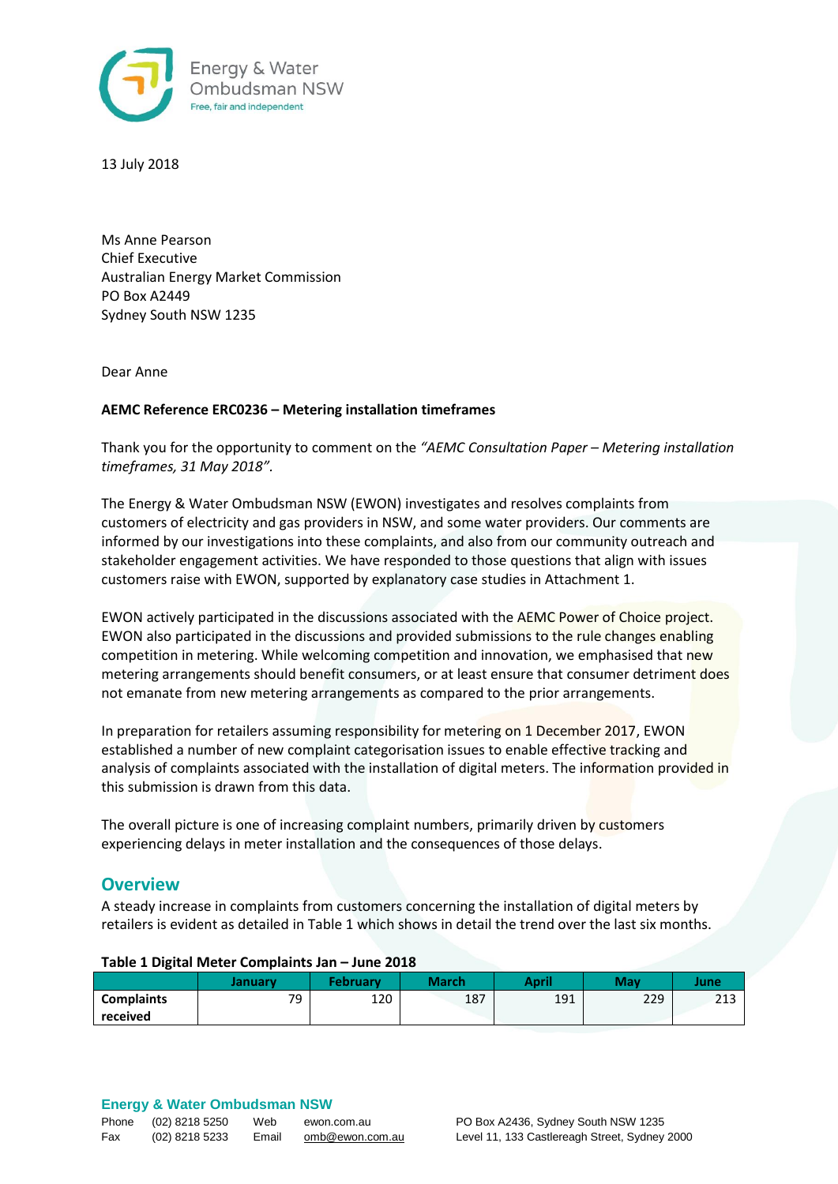Energy & Water Ombudsman NSW
Free, fair and independent

13 July 2018

Ms Anne Pearson
Chief Executive
Australian Energy Market Commission
PO Box A2449
Sydney South NSW 1235

Dear Anne

**AEMC Reference ERC0236 – Metering installation timeframes**

Thank you for the opportunity to comment on the *"AEMC Consultation Paper – Metering installation timeframes, 31 May 2018"*.

The Energy & Water Ombudsman NSW (EWON) investigates and resolves complaints from customers of electricity and gas providers in NSW, and some water providers. Our comments are informed by our investigations into these complaints, and also from our community outreach and stakeholder engagement activities. We have responded to those questions that align with issues customers raise with EWON, supported by explanatory case studies in Attachment 1.

EWON actively participated in the discussions associated with the AEMC Power of Choice project. EWON also participated in the discussions and provided submissions to the rule changes enabling competition in metering. While welcoming competition and innovation, we emphasised that new metering arrangements should benefit consumers, or at least ensure that consumer detriment does not emanate from new metering arrangements as compared to the prior arrangements.

In preparation for retailers assuming responsibility for metering on 1 December 2017, EWON established a number of new complaint categorisation issues to enable effective tracking and analysis of complaints associated with the installation of digital meters. The information provided in this submission is drawn from this data.

The overall picture is one of increasing complaint numbers, primarily driven by customers experiencing delays in meter installation and the consequences of those delays.

## Overview

A steady increase in complaints from customers concerning the installation of digital meters by retailers is evident as detailed in Table 1 which shows in detail the trend over the last six months.

**Table 1 Digital Meter Complaints Jan – June 2018**

| | January | February | March | April | May | June |
|---|---|---|---|---|---|---|
| **Complaints received** | 79 | 120 | 187 | 191 | 229 | 213 |

**Energy & Water Ombudsman NSW**
Phone (02) 8218 5250 Web ewon.com.au PO Box A2436, Sydney South NSW 1235
Fax (02) 8218 5233 Email omb@ewon.com.au Level 11, 133 Castlereagh Street, Sydney 2000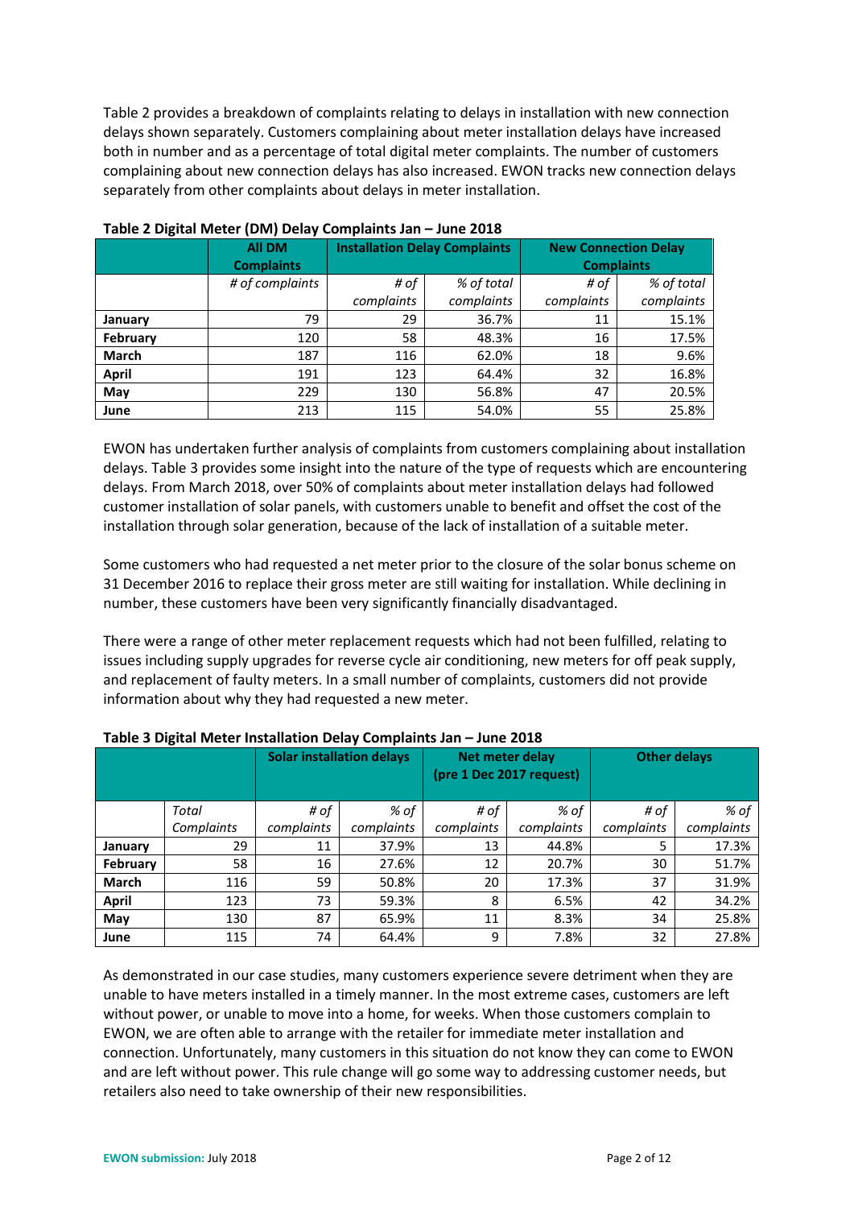Table 2 provides a breakdown of complaints relating to delays in installation with new connection delays shown separately. Customers complaining about meter installation delays have increased both in number and as a percentage of total digital meter complaints. The number of customers complaining about new connection delays has also increased. EWON tracks new connection delays separately from other complaints about delays in meter installation.

**Table 2 Digital Meter (DM) Delay Complaints Jan – June 2018**

| | All DM Complaints | Installation Delay Complaints | | New Connection Delay Complaints | |
|---|---|---|---|---|---|
| | *# of complaints* | *# of complaints* | *% of total complaints* | *# of complaints* | *% of total complaints* |
| **January** | 79 | 29 | 36.7% | 11 | 15.1% |
| **February** | 120 | 58 | 48.3% | 16 | 17.5% |
| **March** | 187 | 116 | 62.0% | 18 | 9.6% |
| **April** | 191 | 123 | 64.4% | 32 | 16.8% |
| **May** | 229 | 130 | 56.8% | 47 | 20.5% |
| **June** | 213 | 115 | 54.0% | 55 | 25.8% |

EWON has undertaken further analysis of complaints from customers complaining about installation delays. Table 3 provides some insight into the nature of the type of requests which are encountering delays. From March 2018, over 50% of complaints about meter installation delays had followed customer installation of solar panels, with customers unable to benefit and offset the cost of the installation through solar generation, because of the lack of installation of a suitable meter.

Some customers who had requested a net meter prior to the closure of the solar bonus scheme on 31 December 2016 to replace their gross meter are still waiting for installation. While declining in number, these customers have been very significantly financially disadvantaged.

There were a range of other meter replacement requests which had not been fulfilled, relating to issues including supply upgrades for reverse cycle air conditioning, new meters for off peak supply, and replacement of faulty meters. In a small number of complaints, customers did not provide information about why they had requested a new meter.

**Table 3 Digital Meter Installation Delay Complaints Jan – June 2018**

| | | Solar installation delays | | Net meter delay (pre 1 Dec 2017 request) | | Other delays | |
|---|---|---|---|---|---|---|---|
| | *Total Complaints* | *# of complaints* | *% of complaints* | *# of complaints* | *% of complaints* | *# of complaints* | *% of complaints* |
| **January** | 29 | 11 | 37.9% | 13 | 44.8% | 5 | 17.3% |
| **February** | 58 | 16 | 27.6% | 12 | 20.7% | 30 | 51.7% |
| **March** | 116 | 59 | 50.8% | 20 | 17.3% | 37 | 31.9% |
| **April** | 123 | 73 | 59.3% | 8 | 6.5% | 42 | 34.2% |
| **May** | 130 | 87 | 65.9% | 11 | 8.3% | 34 | 25.8% |
| **June** | 115 | 74 | 64.4% | 9 | 7.8% | 32 | 27.8% |

As demonstrated in our case studies, many customers experience severe detriment when they are unable to have meters installed in a timely manner. In the most extreme cases, customers are left without power, or unable to move into a home, for weeks. When those customers complain to EWON, we are often able to arrange with the retailer for immediate meter installation and connection. Unfortunately, many customers in this situation do not know they can come to EWON and are left without power. This rule change will go some way to addressing customer needs, but retailers also need to take ownership of their new responsibilities.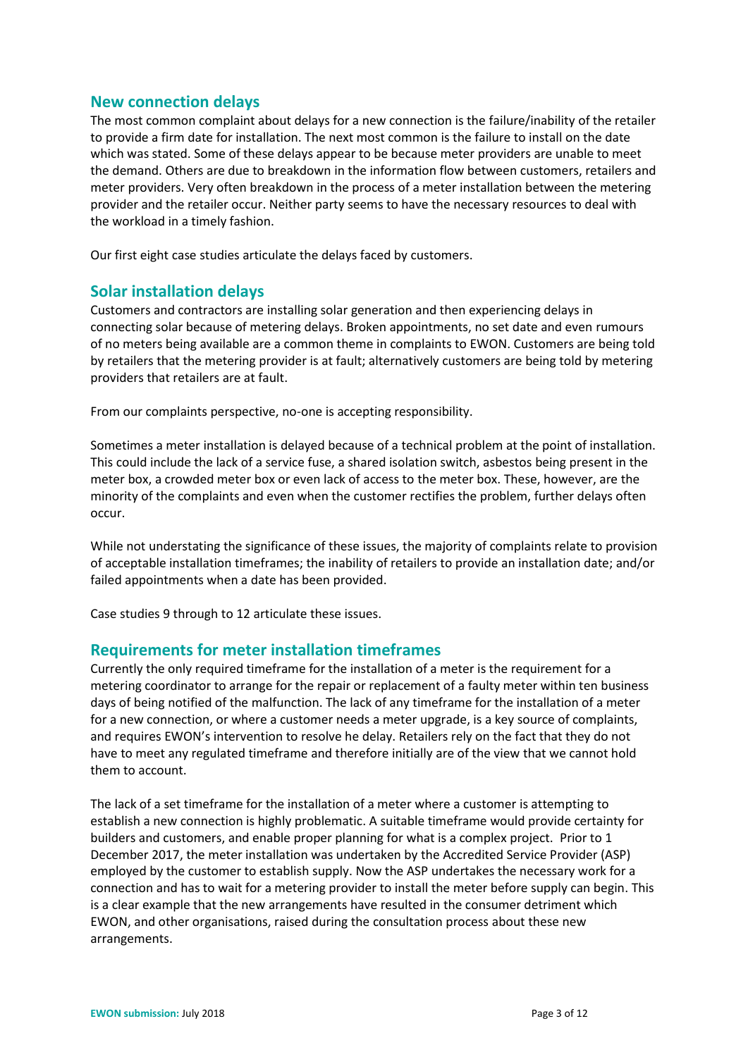## New connection delays

The most common complaint about delays for a new connection is the failure/inability of the retailer to provide a firm date for installation. The next most common is the failure to install on the date which was stated. Some of these delays appear to be because meter providers are unable to meet the demand. Others are due to breakdown in the information flow between customers, retailers and meter providers. Very often breakdown in the process of a meter installation between the metering provider and the retailer occur. Neither party seems to have the necessary resources to deal with the workload in a timely fashion.

Our first eight case studies articulate the delays faced by customers.

## Solar installation delays

Customers and contractors are installing solar generation and then experiencing delays in connecting solar because of metering delays. Broken appointments, no set date and even rumours of no meters being available are a common theme in complaints to EWON. Customers are being told by retailers that the metering provider is at fault; alternatively customers are being told by metering providers that retailers are at fault.

From our complaints perspective, no-one is accepting responsibility.

Sometimes a meter installation is delayed because of a technical problem at the point of installation. This could include the lack of a service fuse, a shared isolation switch, asbestos being present in the meter box, a crowded meter box or even lack of access to the meter box. These, however, are the minority of the complaints and even when the customer rectifies the problem, further delays often occur.

While not understating the significance of these issues, the majority of complaints relate to provision of acceptable installation timeframes; the inability of retailers to provide an installation date; and/or failed appointments when a date has been provided.

Case studies 9 through to 12 articulate these issues.

## Requirements for meter installation timeframes

Currently the only required timeframe for the installation of a meter is the requirement for a metering coordinator to arrange for the repair or replacement of a faulty meter within ten business days of being notified of the malfunction. The lack of any timeframe for the installation of a meter for a new connection, or where a customer needs a meter upgrade, is a key source of complaints, and requires EWON's intervention to resolve he delay. Retailers rely on the fact that they do not have to meet any regulated timeframe and therefore initially are of the view that we cannot hold them to account.

The lack of a set timeframe for the installation of a meter where a customer is attempting to establish a new connection is highly problematic. A suitable timeframe would provide certainty for builders and customers, and enable proper planning for what is a complex project. Prior to 1 December 2017, the meter installation was undertaken by the Accredited Service Provider (ASP) employed by the customer to establish supply. Now the ASP undertakes the necessary work for a connection and has to wait for a metering provider to install the meter before supply can begin. This is a clear example that the new arrangements have resulted in the consumer detriment which EWON, and other organisations, raised during the consultation process about these new arrangements.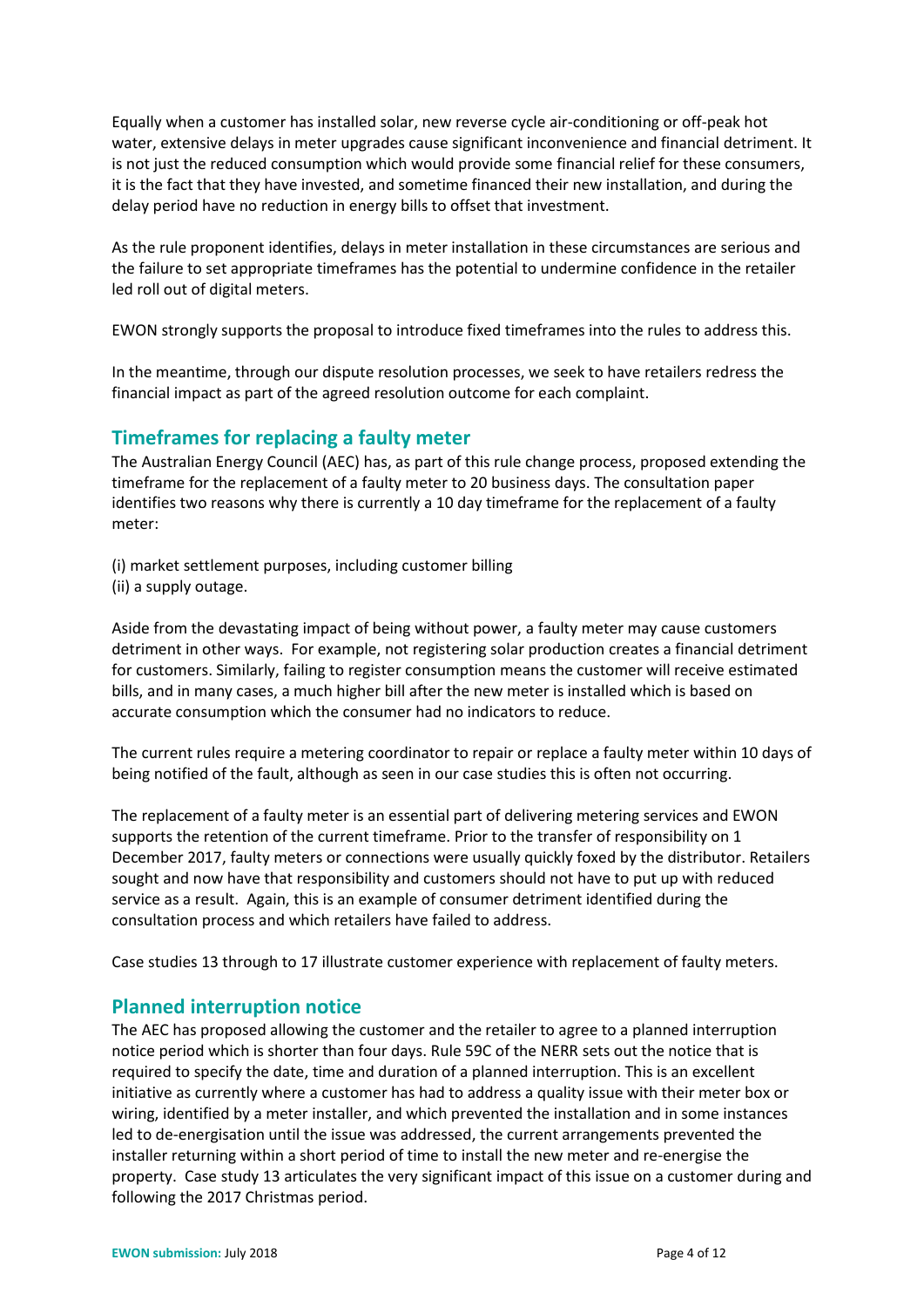Equally when a customer has installed solar, new reverse cycle air-conditioning or off-peak hot water, extensive delays in meter upgrades cause significant inconvenience and financial detriment. It is not just the reduced consumption which would provide some financial relief for these consumers, it is the fact that they have invested, and sometime financed their new installation, and during the delay period have no reduction in energy bills to offset that investment.

As the rule proponent identifies, delays in meter installation in these circumstances are serious and the failure to set appropriate timeframes has the potential to undermine confidence in the retailer led roll out of digital meters.

EWON strongly supports the proposal to introduce fixed timeframes into the rules to address this.

In the meantime, through our dispute resolution processes, we seek to have retailers redress the financial impact as part of the agreed resolution outcome for each complaint.

## Timeframes for replacing a faulty meter

The Australian Energy Council (AEC) has, as part of this rule change process, proposed extending the timeframe for the replacement of a faulty meter to 20 business days. The consultation paper identifies two reasons why there is currently a 10 day timeframe for the replacement of a faulty meter:

(i) market settlement purposes, including customer billing
(ii) a supply outage.

Aside from the devastating impact of being without power, a faulty meter may cause customers detriment in other ways. For example, not registering solar production creates a financial detriment for customers. Similarly, failing to register consumption means the customer will receive estimated bills, and in many cases, a much higher bill after the new meter is installed which is based on accurate consumption which the consumer had no indicators to reduce.

The current rules require a metering coordinator to repair or replace a faulty meter within 10 days of being notified of the fault, although as seen in our case studies this is often not occurring.

The replacement of a faulty meter is an essential part of delivering metering services and EWON supports the retention of the current timeframe. Prior to the transfer of responsibility on 1 December 2017, faulty meters or connections were usually quickly foxed by the distributor. Retailers sought and now have that responsibility and customers should not have to put up with reduced service as a result. Again, this is an example of consumer detriment identified during the consultation process and which retailers have failed to address.

Case studies 13 through to 17 illustrate customer experience with replacement of faulty meters.

## Planned interruption notice

The AEC has proposed allowing the customer and the retailer to agree to a planned interruption notice period which is shorter than four days. Rule 59C of the NERR sets out the notice that is required to specify the date, time and duration of a planned interruption. This is an excellent initiative as currently where a customer has had to address a quality issue with their meter box or wiring, identified by a meter installer, and which prevented the installation and in some instances led to de-energisation until the issue was addressed, the current arrangements prevented the installer returning within a short period of time to install the new meter and re-energise the property. Case study 13 articulates the very significant impact of this issue on a customer during and following the 2017 Christmas period.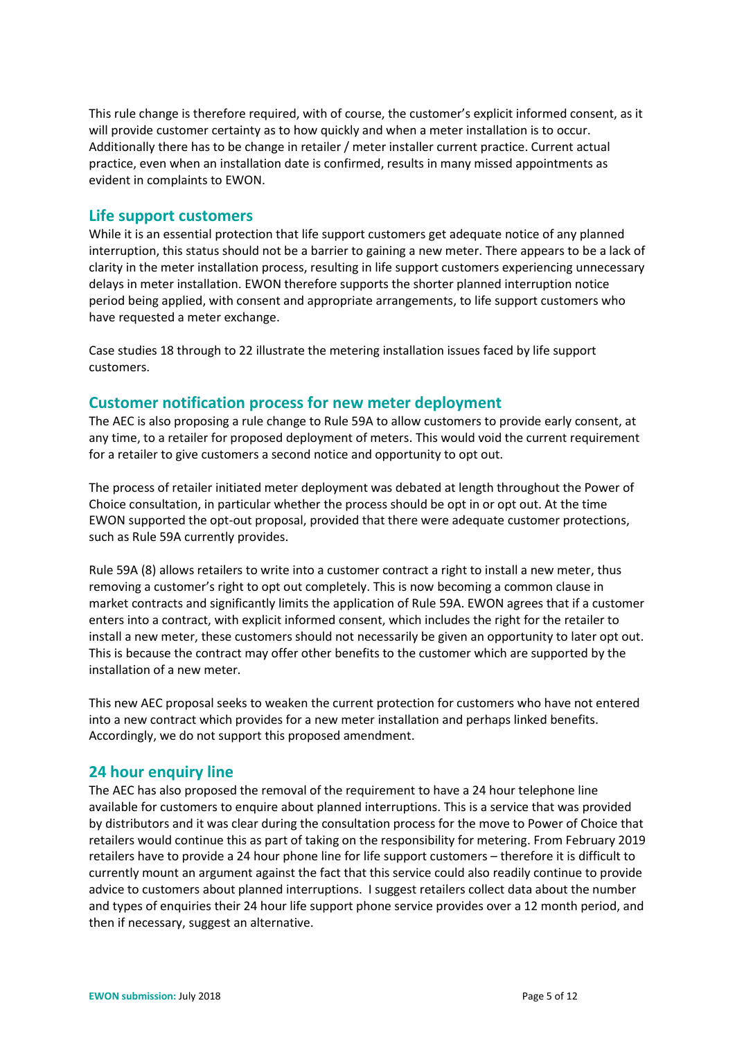This rule change is therefore required, with of course, the customer's explicit informed consent, as it will provide customer certainty as to how quickly and when a meter installation is to occur. Additionally there has to be change in retailer / meter installer current practice. Current actual practice, even when an installation date is confirmed, results in many missed appointments as evident in complaints to EWON.

## Life support customers

While it is an essential protection that life support customers get adequate notice of any planned interruption, this status should not be a barrier to gaining a new meter. There appears to be a lack of clarity in the meter installation process, resulting in life support customers experiencing unnecessary delays in meter installation. EWON therefore supports the shorter planned interruption notice period being applied, with consent and appropriate arrangements, to life support customers who have requested a meter exchange.

Case studies 18 through to 22 illustrate the metering installation issues faced by life support customers.

## Customer notification process for new meter deployment

The AEC is also proposing a rule change to Rule 59A to allow customers to provide early consent, at any time, to a retailer for proposed deployment of meters. This would void the current requirement for a retailer to give customers a second notice and opportunity to opt out.

The process of retailer initiated meter deployment was debated at length throughout the Power of Choice consultation, in particular whether the process should be opt in or opt out. At the time EWON supported the opt-out proposal, provided that there were adequate customer protections, such as Rule 59A currently provides.

Rule 59A (8) allows retailers to write into a customer contract a right to install a new meter, thus removing a customer's right to opt out completely. This is now becoming a common clause in market contracts and significantly limits the application of Rule 59A. EWON agrees that if a customer enters into a contract, with explicit informed consent, which includes the right for the retailer to install a new meter, these customers should not necessarily be given an opportunity to later opt out. This is because the contract may offer other benefits to the customer which are supported by the installation of a new meter.

This new AEC proposal seeks to weaken the current protection for customers who have not entered into a new contract which provides for a new meter installation and perhaps linked benefits. Accordingly, we do not support this proposed amendment.

## 24 hour enquiry line

The AEC has also proposed the removal of the requirement to have a 24 hour telephone line available for customers to enquire about planned interruptions. This is a service that was provided by distributors and it was clear during the consultation process for the move to Power of Choice that retailers would continue this as part of taking on the responsibility for metering. From February 2019 retailers have to provide a 24 hour phone line for life support customers – therefore it is difficult to currently mount an argument against the fact that this service could also readily continue to provide advice to customers about planned interruptions. I suggest retailers collect data about the number and types of enquiries their 24 hour life support phone service provides over a 12 month period, and then if necessary, suggest an alternative.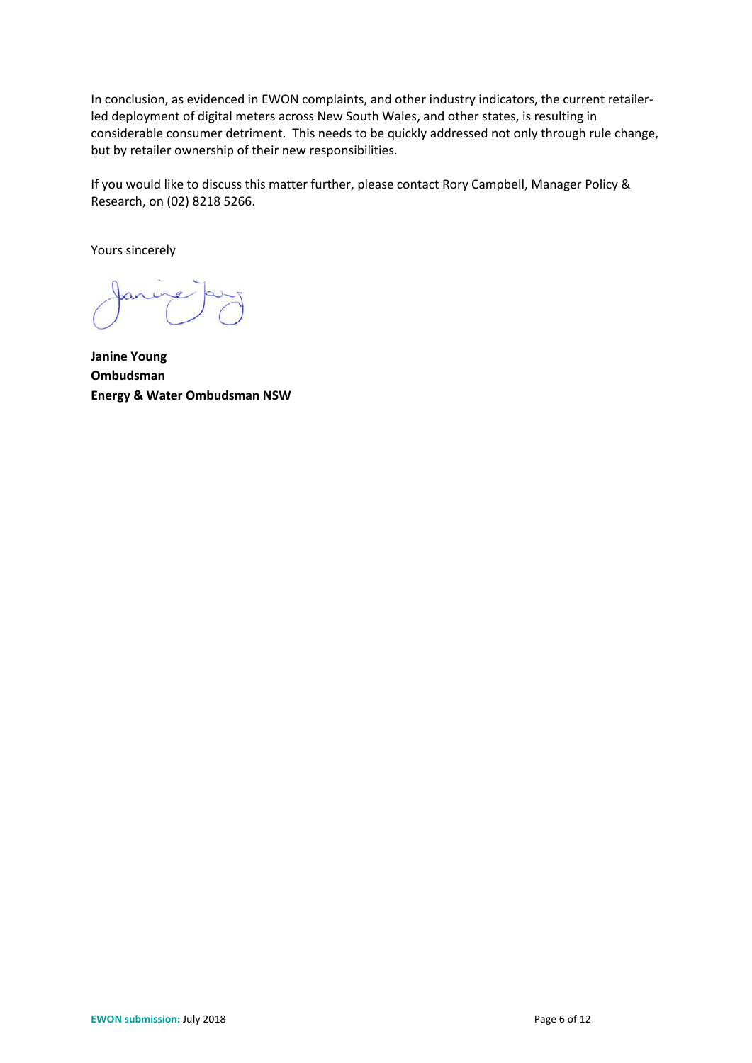In conclusion, as evidenced in EWON complaints, and other industry indicators, the current retailer-led deployment of digital meters across New South Wales, and other states, is resulting in considerable consumer detriment. This needs to be quickly addressed not only through rule change, but by retailer ownership of their new responsibilities.

If you would like to discuss this matter further, please contact Rory Campbell, Manager Policy & Research, on (02) 8218 5266.

Yours sincerely

**Janine Young**
**Ombudsman**
**Energy & Water Ombudsman NSW**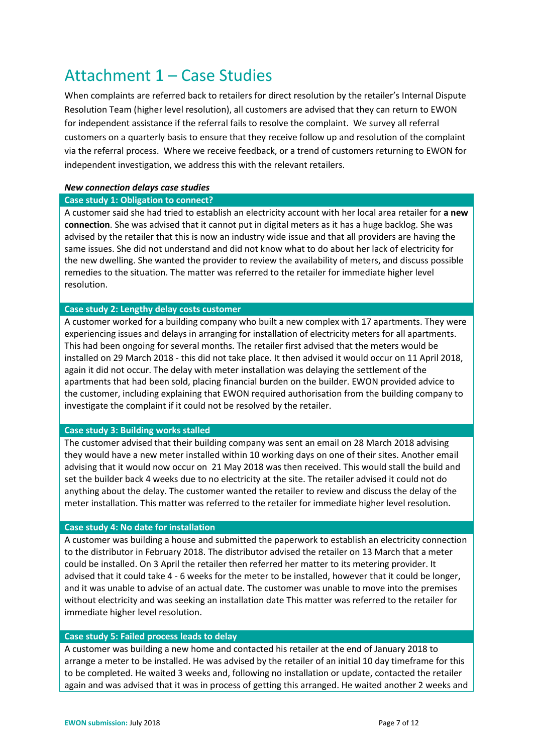# Attachment 1 – Case Studies

When complaints are referred back to retailers for direct resolution by the retailer's Internal Dispute Resolution Team (higher level resolution), all customers are advised that they can return to EWON for independent assistance if the referral fails to resolve the complaint. We survey all referral customers on a quarterly basis to ensure that they receive follow up and resolution of the complaint via the referral process. Where we receive feedback, or a trend of customers returning to EWON for independent investigation, we address this with the relevant retailers.

***New connection delays case studies***

**Case study 1: Obligation to connect?**

A customer said she had tried to establish an electricity account with her local area retailer for **a new connection**. She was advised that it cannot put in digital meters as it has a huge backlog. She was advised by the retailer that this is now an industry wide issue and that all providers are having the same issues. She did not understand and did not know what to do about her lack of electricity for the new dwelling. She wanted the provider to review the availability of meters, and discuss possible remedies to the situation. The matter was referred to the retailer for immediate higher level resolution.

**Case study 2: Lengthy delay costs customer**

A customer worked for a building company who built a new complex with 17 apartments. They were experiencing issues and delays in arranging for installation of electricity meters for all apartments. This had been ongoing for several months. The retailer first advised that the meters would be installed on 29 March 2018 - this did not take place. It then advised it would occur on 11 April 2018, again it did not occur. The delay with meter installation was delaying the settlement of the apartments that had been sold, placing financial burden on the builder. EWON provided advice to the customer, including explaining that EWON required authorisation from the building company to investigate the complaint if it could not be resolved by the retailer.

**Case study 3: Building works stalled**

The customer advised that their building company was sent an email on 28 March 2018 advising they would have a new meter installed within 10 working days on one of their sites. Another email advising that it would now occur on 21 May 2018 was then received. This would stall the build and set the builder back 4 weeks due to no electricity at the site. The retailer advised it could not do anything about the delay. The customer wanted the retailer to review and discuss the delay of the meter installation. This matter was referred to the retailer for immediate higher level resolution.

**Case study 4: No date for installation**

A customer was building a house and submitted the paperwork to establish an electricity connection to the distributor in February 2018. The distributor advised the retailer on 13 March that a meter could be installed. On 3 April the retailer then referred her matter to its metering provider. It advised that it could take 4 - 6 weeks for the meter to be installed, however that it could be longer, and it was unable to advise of an actual date. The customer was unable to move into the premises without electricity and was seeking an installation date This matter was referred to the retailer for immediate higher level resolution.

**Case study 5: Failed process leads to delay**

A customer was building a new home and contacted his retailer at the end of January 2018 to arrange a meter to be installed. He was advised by the retailer of an initial 10 day timeframe for this to be completed. He waited 3 weeks and, following no installation or update, contacted the retailer again and was advised that it was in process of getting this arranged. He waited another 2 weeks and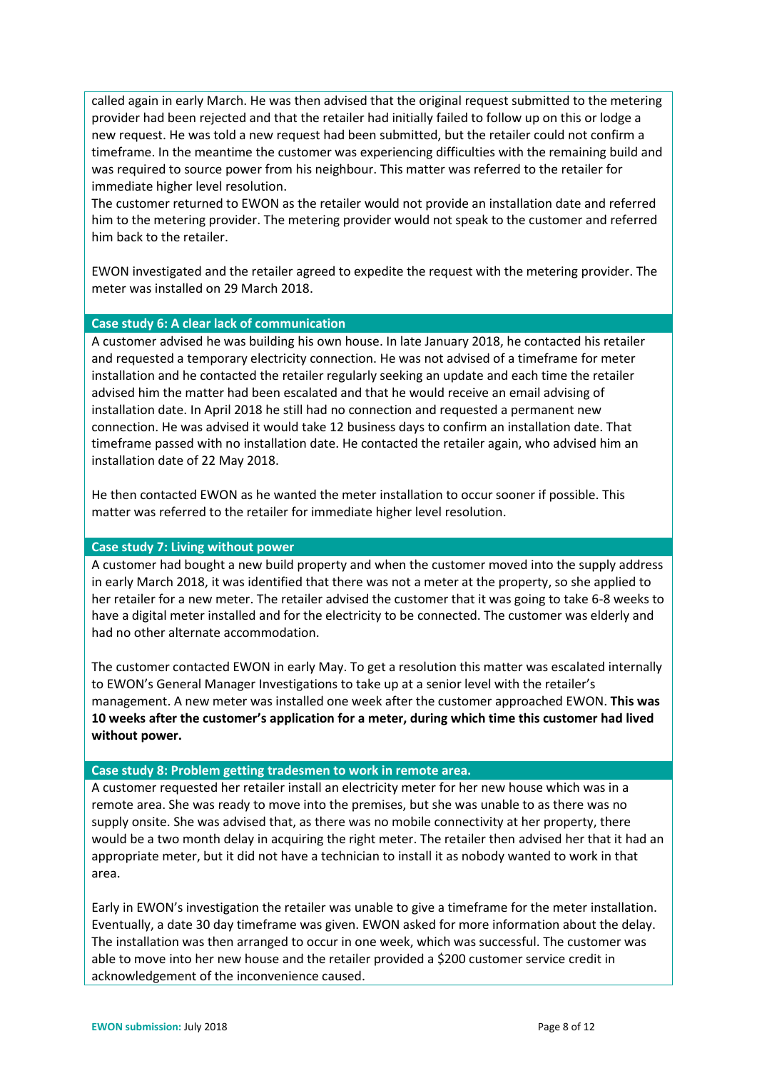called again in early March. He was then advised that the original request submitted to the metering provider had been rejected and that the retailer had initially failed to follow up on this or lodge a new request. He was told a new request had been submitted, but the retailer could not confirm a timeframe. In the meantime the customer was experiencing difficulties with the remaining build and was required to source power from his neighbour. This matter was referred to the retailer for immediate higher level resolution.
The customer returned to EWON as the retailer would not provide an installation date and referred him to the metering provider. The metering provider would not speak to the customer and referred him back to the retailer.

EWON investigated and the retailer agreed to expedite the request with the metering provider. The meter was installed on 29 March 2018.

### Case study 6: A clear lack of communication

A customer advised he was building his own house. In late January 2018, he contacted his retailer and requested a temporary electricity connection. He was not advised of a timeframe for meter installation and he contacted the retailer regularly seeking an update and each time the retailer advised him the matter had been escalated and that he would receive an email advising of installation date. In April 2018 he still had no connection and requested a permanent new connection. He was advised it would take 12 business days to confirm an installation date. That timeframe passed with no installation date. He contacted the retailer again, who advised him an installation date of 22 May 2018.

He then contacted EWON as he wanted the meter installation to occur sooner if possible. This matter was referred to the retailer for immediate higher level resolution.

### Case study 7: Living without power

A customer had bought a new build property and when the customer moved into the supply address in early March 2018, it was identified that there was not a meter at the property, so she applied to her retailer for a new meter. The retailer advised the customer that it was going to take 6-8 weeks to have a digital meter installed and for the electricity to be connected. The customer was elderly and had no other alternate accommodation.

The customer contacted EWON in early May. To get a resolution this matter was escalated internally to EWON's General Manager Investigations to take up at a senior level with the retailer's management. A new meter was installed one week after the customer approached EWON. **This was 10 weeks after the customer's application for a meter, during which time this customer had lived without power.**

### Case study 8: Problem getting tradesmen to work in remote area.

A customer requested her retailer install an electricity meter for her new house which was in a remote area. She was ready to move into the premises, but she was unable to as there was no supply onsite. She was advised that, as there was no mobile connectivity at her property, there would be a two month delay in acquiring the right meter. The retailer then advised her that it had an appropriate meter, but it did not have a technician to install it as nobody wanted to work in that area.

Early in EWON's investigation the retailer was unable to give a timeframe for the meter installation. Eventually, a date 30 day timeframe was given. EWON asked for more information about the delay. The installation was then arranged to occur in one week, which was successful. The customer was able to move into her new house and the retailer provided a $200 customer service credit in acknowledgement of the inconvenience caused.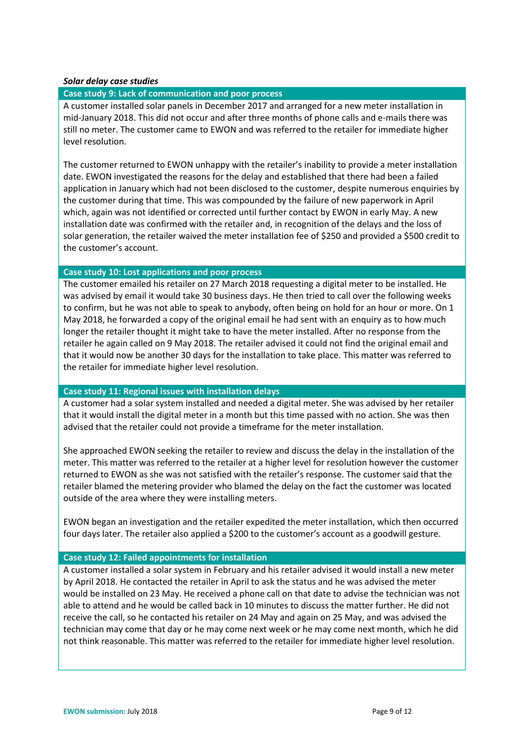***Solar delay case studies***

### Case study 9: Lack of communication and poor process

A customer installed solar panels in December 2017 and arranged for a new meter installation in mid-January 2018. This did not occur and after three months of phone calls and e-mails there was still no meter. The customer came to EWON and was referred to the retailer for immediate higher level resolution.

The customer returned to EWON unhappy with the retailer's inability to provide a meter installation date. EWON investigated the reasons for the delay and established that there had been a failed application in January which had not been disclosed to the customer, despite numerous enquiries by the customer during that time. This was compounded by the failure of new paperwork in April which, again was not identified or corrected until further contact by EWON in early May. A new installation date was confirmed with the retailer and, in recognition of the delays and the loss of solar generation, the retailer waived the meter installation fee of $250 and provided a $500 credit to the customer's account.

### Case study 10: Lost applications and poor process

The customer emailed his retailer on 27 March 2018 requesting a digital meter to be installed. He was advised by email it would take 30 business days. He then tried to call over the following weeks to confirm, but he was not able to speak to anybody, often being on hold for an hour or more. On 1 May 2018, he forwarded a copy of the original email he had sent with an enquiry as to how much longer the retailer thought it might take to have the meter installed. After no response from the retailer he again called on 9 May 2018. The retailer advised it could not find the original email and that it would now be another 30 days for the installation to take place. This matter was referred to the retailer for immediate higher level resolution.

### Case study 11: Regional issues with installation delays

A customer had a solar system installed and needed a digital meter. She was advised by her retailer that it would install the digital meter in a month but this time passed with no action. She was then advised that the retailer could not provide a timeframe for the meter installation.

She approached EWON seeking the retailer to review and discuss the delay in the installation of the meter. This matter was referred to the retailer at a higher level for resolution however the customer returned to EWON as she was not satisfied with the retailer's response. The customer said that the retailer blamed the metering provider who blamed the delay on the fact the customer was located outside of the area where they were installing meters.

EWON began an investigation and the retailer expedited the meter installation, which then occurred four days later. The retailer also applied a $200 to the customer's account as a goodwill gesture.

### Case study 12: Failed appointments for installation

A customer installed a solar system in February and his retailer advised it would install a new meter by April 2018. He contacted the retailer in April to ask the status and he was advised the meter would be installed on 23 May. He received a phone call on that date to advise the technician was not able to attend and he would be called back in 10 minutes to discuss the matter further. He did not receive the call, so he contacted his retailer on 24 May and again on 25 May, and was advised the technician may come that day or he may come next week or he may come next month, which he did not think reasonable. This matter was referred to the retailer for immediate higher level resolution.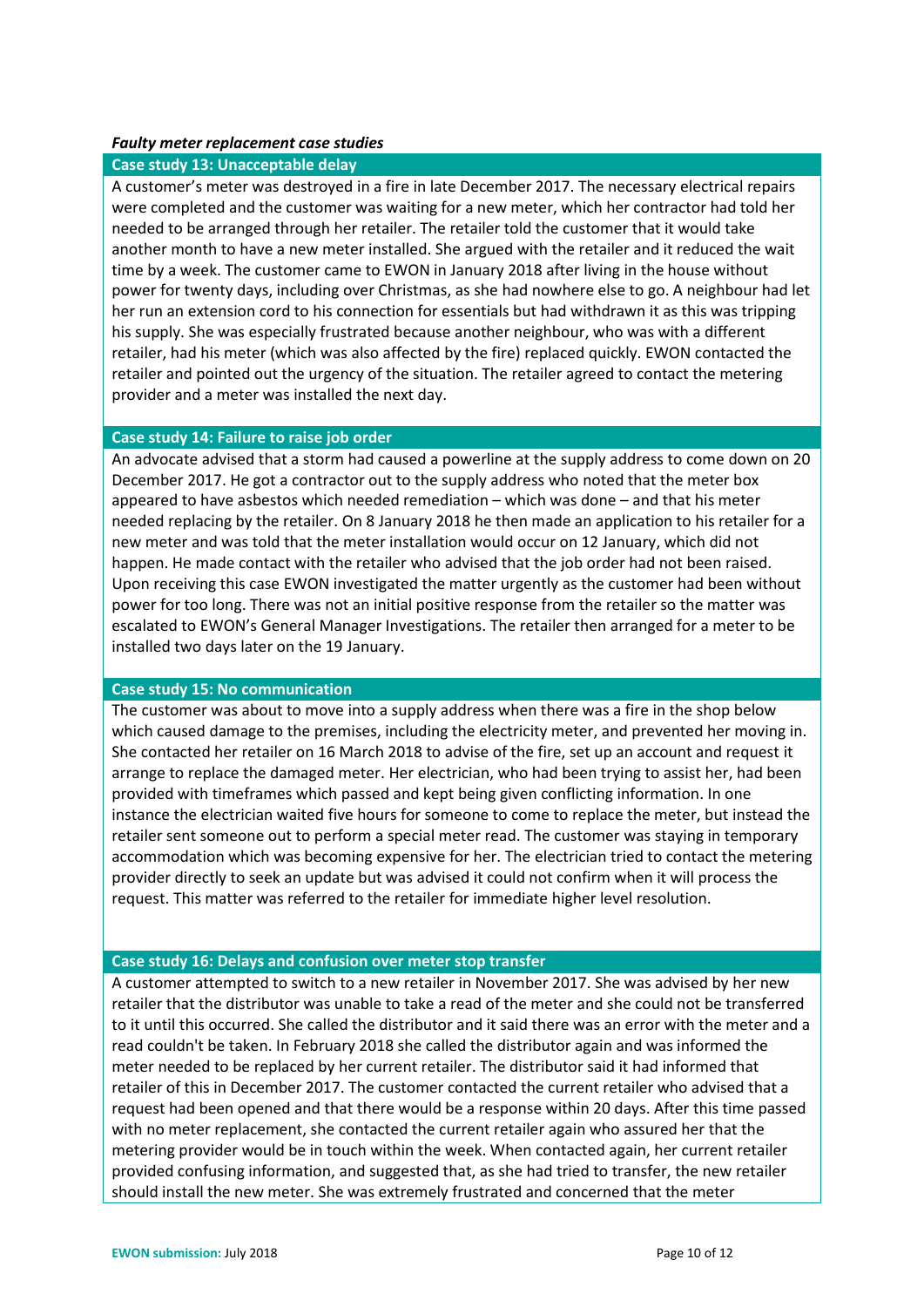***Faulty meter replacement case studies***

### Case study 13: Unacceptable delay

A customer's meter was destroyed in a fire in late December 2017. The necessary electrical repairs were completed and the customer was waiting for a new meter, which her contractor had told her needed to be arranged through her retailer. The retailer told the customer that it would take another month to have a new meter installed. She argued with the retailer and it reduced the wait time by a week. The customer came to EWON in January 2018 after living in the house without power for twenty days, including over Christmas, as she had nowhere else to go. A neighbour had let her run an extension cord to his connection for essentials but had withdrawn it as this was tripping his supply. She was especially frustrated because another neighbour, who was with a different retailer, had his meter (which was also affected by the fire) replaced quickly. EWON contacted the retailer and pointed out the urgency of the situation. The retailer agreed to contact the metering provider and a meter was installed the next day.

### Case study 14: Failure to raise job order

An advocate advised that a storm had caused a powerline at the supply address to come down on 20 December 2017. He got a contractor out to the supply address who noted that the meter box appeared to have asbestos which needed remediation – which was done – and that his meter needed replacing by the retailer. On 8 January 2018 he then made an application to his retailer for a new meter and was told that the meter installation would occur on 12 January, which did not happen. He made contact with the retailer who advised that the job order had not been raised. Upon receiving this case EWON investigated the matter urgently as the customer had been without power for too long. There was not an initial positive response from the retailer so the matter was escalated to EWON's General Manager Investigations. The retailer then arranged for a meter to be installed two days later on the 19 January.

### Case study 15: No communication

The customer was about to move into a supply address when there was a fire in the shop below which caused damage to the premises, including the electricity meter, and prevented her moving in. She contacted her retailer on 16 March 2018 to advise of the fire, set up an account and request it arrange to replace the damaged meter. Her electrician, who had been trying to assist her, had been provided with timeframes which passed and kept being given conflicting information. In one instance the electrician waited five hours for someone to come to replace the meter, but instead the retailer sent someone out to perform a special meter read. The customer was staying in temporary accommodation which was becoming expensive for her. The electrician tried to contact the metering provider directly to seek an update but was advised it could not confirm when it will process the request. This matter was referred to the retailer for immediate higher level resolution.

### Case study 16: Delays and confusion over meter stop transfer

A customer attempted to switch to a new retailer in November 2017. She was advised by her new retailer that the distributor was unable to take a read of the meter and she could not be transferred to it until this occurred. She called the distributor and it said there was an error with the meter and a read couldn't be taken. In February 2018 she called the distributor again and was informed the meter needed to be replaced by her current retailer. The distributor said it had informed that retailer of this in December 2017. The customer contacted the current retailer who advised that a request had been opened and that there would be a response within 20 days. After this time passed with no meter replacement, she contacted the current retailer again who assured her that the metering provider would be in touch within the week. When contacted again, her current retailer provided confusing information, and suggested that, as she had tried to transfer, the new retailer should install the new meter. She was extremely frustrated and concerned that the meter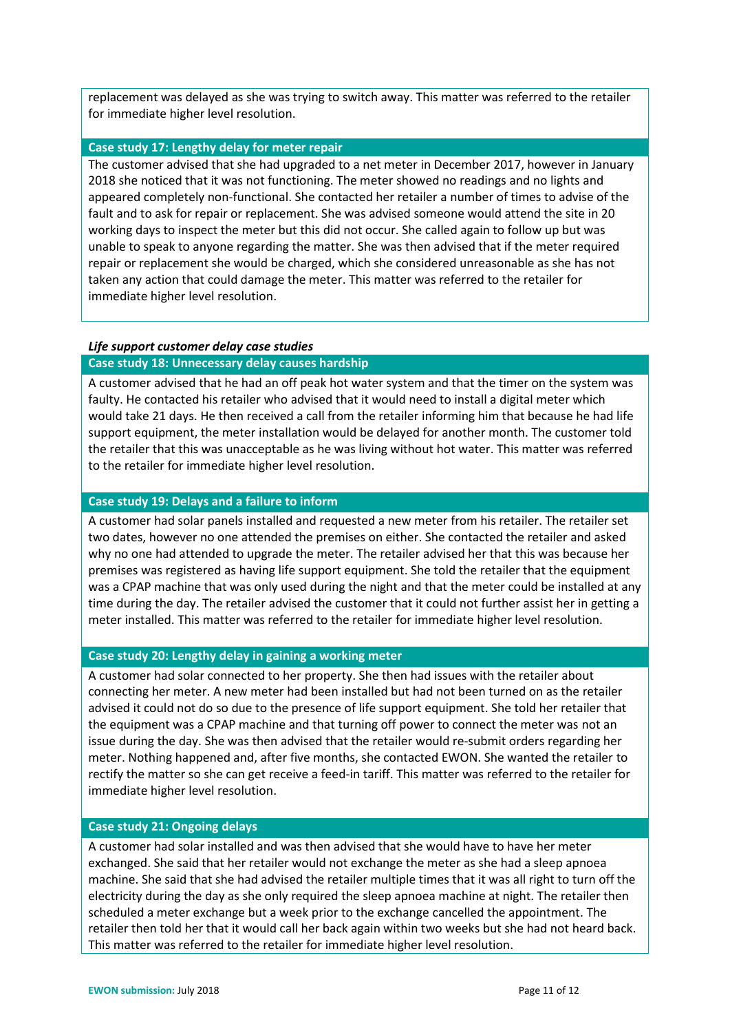replacement was delayed as she was trying to switch away. This matter was referred to the retailer for immediate higher level resolution.

**Case study 17: Lengthy delay for meter repair**

The customer advised that she had upgraded to a net meter in December 2017, however in January 2018 she noticed that it was not functioning. The meter showed no readings and no lights and appeared completely non-functional. She contacted her retailer a number of times to advise of the fault and to ask for repair or replacement. She was advised someone would attend the site in 20 working days to inspect the meter but this did not occur. She called again to follow up but was unable to speak to anyone regarding the matter. She was then advised that if the meter required repair or replacement she would be charged, which she considered unreasonable as she has not taken any action that could damage the meter. This matter was referred to the retailer for immediate higher level resolution.

***Life support customer delay case studies***

**Case study 18: Unnecessary delay causes hardship**

A customer advised that he had an off peak hot water system and that the timer on the system was faulty. He contacted his retailer who advised that it would need to install a digital meter which would take 21 days. He then received a call from the retailer informing him that because he had life support equipment, the meter installation would be delayed for another month. The customer told the retailer that this was unacceptable as he was living without hot water. This matter was referred to the retailer for immediate higher level resolution.

**Case study 19: Delays and a failure to inform**

A customer had solar panels installed and requested a new meter from his retailer. The retailer set two dates, however no one attended the premises on either. She contacted the retailer and asked why no one had attended to upgrade the meter. The retailer advised her that this was because her premises was registered as having life support equipment. She told the retailer that the equipment was a CPAP machine that was only used during the night and that the meter could be installed at any time during the day. The retailer advised the customer that it could not further assist her in getting a meter installed. This matter was referred to the retailer for immediate higher level resolution.

**Case study 20: Lengthy delay in gaining a working meter**

A customer had solar connected to her property. She then had issues with the retailer about connecting her meter. A new meter had been installed but had not been turned on as the retailer advised it could not do so due to the presence of life support equipment. She told her retailer that the equipment was a CPAP machine and that turning off power to connect the meter was not an issue during the day. She was then advised that the retailer would re-submit orders regarding her meter. Nothing happened and, after five months, she contacted EWON. She wanted the retailer to rectify the matter so she can get receive a feed-in tariff. This matter was referred to the retailer for immediate higher level resolution.

**Case study 21: Ongoing delays**

A customer had solar installed and was then advised that she would have to have her meter exchanged. She said that her retailer would not exchange the meter as she had a sleep apnoea machine. She said that she had advised the retailer multiple times that it was all right to turn off the electricity during the day as she only required the sleep apnoea machine at night. The retailer then scheduled a meter exchange but a week prior to the exchange cancelled the appointment. The retailer then told her that it would call her back again within two weeks but she had not heard back. This matter was referred to the retailer for immediate higher level resolution.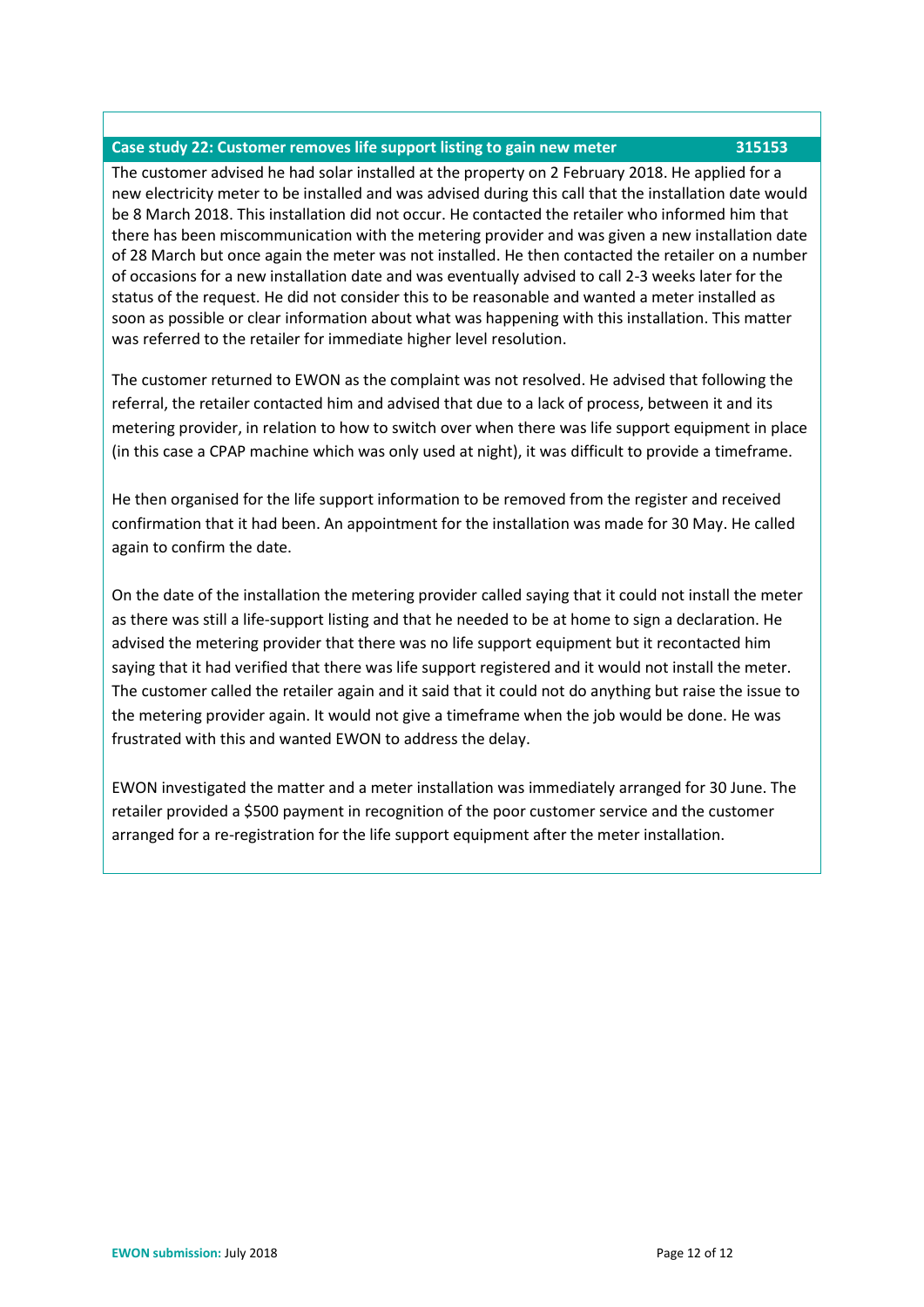**Case study 22: Customer removes life support listing to gain new meter 315153**

The customer advised he had solar installed at the property on 2 February 2018. He applied for a new electricity meter to be installed and was advised during this call that the installation date would be 8 March 2018. This installation did not occur. He contacted the retailer who informed him that there has been miscommunication with the metering provider and was given a new installation date of 28 March but once again the meter was not installed. He then contacted the retailer on a number of occasions for a new installation date and was eventually advised to call 2-3 weeks later for the status of the request. He did not consider this to be reasonable and wanted a meter installed as soon as possible or clear information about what was happening with this installation. This matter was referred to the retailer for immediate higher level resolution.

The customer returned to EWON as the complaint was not resolved. He advised that following the referral, the retailer contacted him and advised that due to a lack of process, between it and its metering provider, in relation to how to switch over when there was life support equipment in place (in this case a CPAP machine which was only used at night), it was difficult to provide a timeframe.

He then organised for the life support information to be removed from the register and received confirmation that it had been. An appointment for the installation was made for 30 May. He called again to confirm the date.

On the date of the installation the metering provider called saying that it could not install the meter as there was still a life-support listing and that he needed to be at home to sign a declaration. He advised the metering provider that there was no life support equipment but it recontacted him saying that it had verified that there was life support registered and it would not install the meter. The customer called the retailer again and it said that it could not do anything but raise the issue to the metering provider again. It would not give a timeframe when the job would be done. He was frustrated with this and wanted EWON to address the delay.

EWON investigated the matter and a meter installation was immediately arranged for 30 June. The retailer provided a $500 payment in recognition of the poor customer service and the customer arranged for a re-registration for the life support equipment after the meter installation.